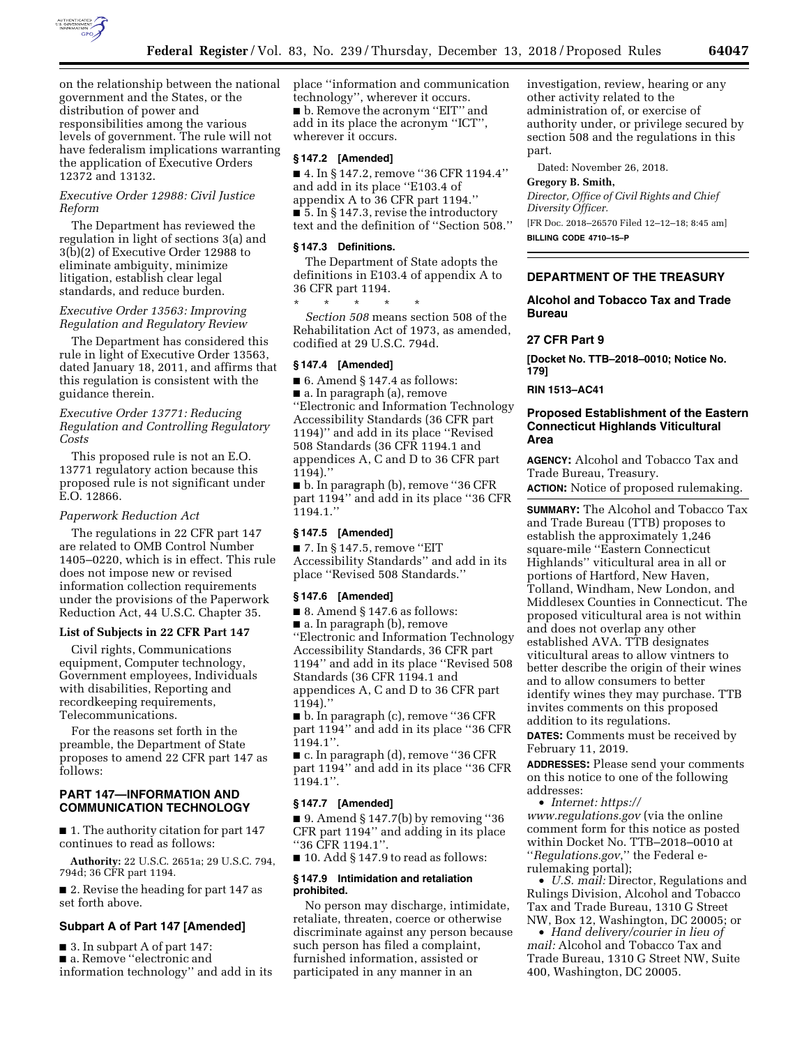on the relationship between the national government and the States, or the distribution of power and responsibilities among the various levels of government. The rule will not have federalism implications warranting the application of Executive Orders 12372 and 13132.

*Executive Order 12988: Civil Justice Reform*

The Department has reviewed the regulation in light of sections 3(a) and 3(b)(2) of Executive Order 12988 to eliminate ambiguity, minimize litigation, establish clear legal standards, and reduce burden.

*Executive Order 13563: Improving Regulation and Regulatory Review*

The Department has considered this rule in light of Executive Order 13563, dated January 18, 2011, and affirms that this regulation is consistent with the guidance therein.

*Executive Order 13771: Reducing Regulation and Controlling Regulatory Costs*

This proposed rule is not an E.O. 13771 regulatory action because this proposed rule is not significant under E.O. 12866.

*Paperwork Reduction Act*

The regulations in 22 CFR part 147 are related to OMB Control Number 1405–0220, which is in effect. This rule does not impose new or revised information collection requirements under the provisions of the Paperwork Reduction Act, 44 U.S.C. Chapter 35.

**List of Subjects in 22 CFR Part 147**

Civil rights, Communications equipment, Computer technology, Government employees, Individuals with disabilities, Reporting and recordkeeping requirements, Telecommunications.

For the reasons set forth in the preamble, the Department of State proposes to amend 22 CFR part 147 as follows:

## PART 147—INFORMATION AND COMMUNICATION TECHNOLOGY

■ 1. The authority citation for part 147 continues to read as follows:

**Authority:** 22 U.S.C. 2651a; 29 U.S.C. 794, 794d; 36 CFR part 1194.

■ 2. Revise the heading for part 147 as set forth above.

### Subpart A of Part 147 [Amended]

■ 3. In subpart A of part 147:

■ a. Remove ''electronic and information technology'' and add in its place ''information and communication technology'', wherever it occurs.

■ b. Remove the acronym ''EIT'' and add in its place the acronym ''ICT'', wherever it occurs.

### § 147.2 [Amended]

■ 4. In § 147.2, remove ''36 CFR 1194.4'' and add in its place ''E103.4 of appendix A to 36 CFR part 1194.''

■ 5. In § 147.3, revise the introductory text and the definition of ''Section 508.''

### § 147.3 Definitions.

The Department of State adopts the definitions in E103.4 of appendix A to 36 CFR part 1194.

\* \* \* \* \*

*Section 508* means section 508 of the Rehabilitation Act of 1973, as amended, codified at 29 U.S.C. 794d.

### § 147.4 [Amended]

■ 6. Amend § 147.4 as follows:

■ a. In paragraph (a), remove ''Electronic and Information Technology Accessibility Standards (36 CFR part 1194)'' and add in its place ''Revised 508 Standards (36 CFR 1194.1 and appendices A, C and D to 36 CFR part 1194).''

■ b. In paragraph (b), remove ''36 CFR part 1194'' and add in its place ''36 CFR 1194.1.''

### § 147.5 [Amended]

■ 7. In § 147.5, remove ''EIT Accessibility Standards'' and add in its place ''Revised 508 Standards.''

### § 147.6 [Amended]

■ 8. Amend § 147.6 as follows:

■ a. In paragraph (b), remove ''Electronic and Information Technology Accessibility Standards, 36 CFR part 1194'' and add in its place ''Revised 508 Standards (36 CFR 1194.1 and appendices A, C and D to 36 CFR part 1194).''

■ b. In paragraph (c), remove ''36 CFR part 1194'' and add in its place ''36 CFR 1194.1''.

■ c. In paragraph (d), remove ''36 CFR part 1194'' and add in its place ''36 CFR 1194.1''.

### § 147.7 [Amended]

■ 9. Amend § 147.7(b) by removing ''36 CFR part 1194'' and adding in its place ''36 CFR 1194.1''.

■ 10. Add § 147.9 to read as follows:

### § 147.9 Intimidation and retaliation prohibited.

No person may discharge, intimidate, retaliate, threaten, coerce or otherwise discriminate against any person because such person has filed a complaint, furnished information, assisted or participated in any manner in an investigation, review, hearing or any other activity related to the administration of, or exercise of authority under, or privilege secured by section 508 and the regulations in this part.

Dated: November 26, 2018.

**Gregory B. Smith,**

*Director, Office of Civil Rights and Chief Diversity Officer.*

[FR Doc. 2018–26570 Filed 12–12–18; 8:45 am]

**BILLING CODE 4710–15–P**

---

## DEPARTMENT OF THE TREASURY

## Alcohol and Tobacco Tax and Trade Bureau

## 27 CFR Part 9

**[Docket No. TTB–2018–0010; Notice No. 179]**

**RIN 1513–AC41**

## Proposed Establishment of the Eastern Connecticut Highlands Viticultural Area

**AGENCY:** Alcohol and Tobacco Tax and Trade Bureau, Treasury.

**ACTION:** Notice of proposed rulemaking.

**SUMMARY:** The Alcohol and Tobacco Tax and Trade Bureau (TTB) proposes to establish the approximately 1,246 square-mile ''Eastern Connecticut Highlands'' viticultural area in all or portions of Hartford, New Haven, Tolland, Windham, New London, and Middlesex Counties in Connecticut. The proposed viticultural area is not within and does not overlap any other established AVA. TTB designates viticultural areas to allow vintners to better describe the origin of their wines and to allow consumers to better identify wines they may purchase. TTB invites comments on this proposed addition to its regulations.

**DATES:** Comments must be received by February 11, 2019.

**ADDRESSES:** Please send your comments on this notice to one of the following addresses:

- *Internet: https://www.regulations.gov* (via the online comment form for this notice as posted within Docket No. TTB–2018–0010 at ''*Regulations.gov*,'' the Federal e-rulemaking portal);
- *U.S. mail:* Director, Regulations and Rulings Division, Alcohol and Tobacco Tax and Trade Bureau, 1310 G Street NW, Box 12, Washington, DC 20005; or
- *Hand delivery/courier in lieu of mail:* Alcohol and Tobacco Tax and Trade Bureau, 1310 G Street NW, Suite 400, Washington, DC 20005.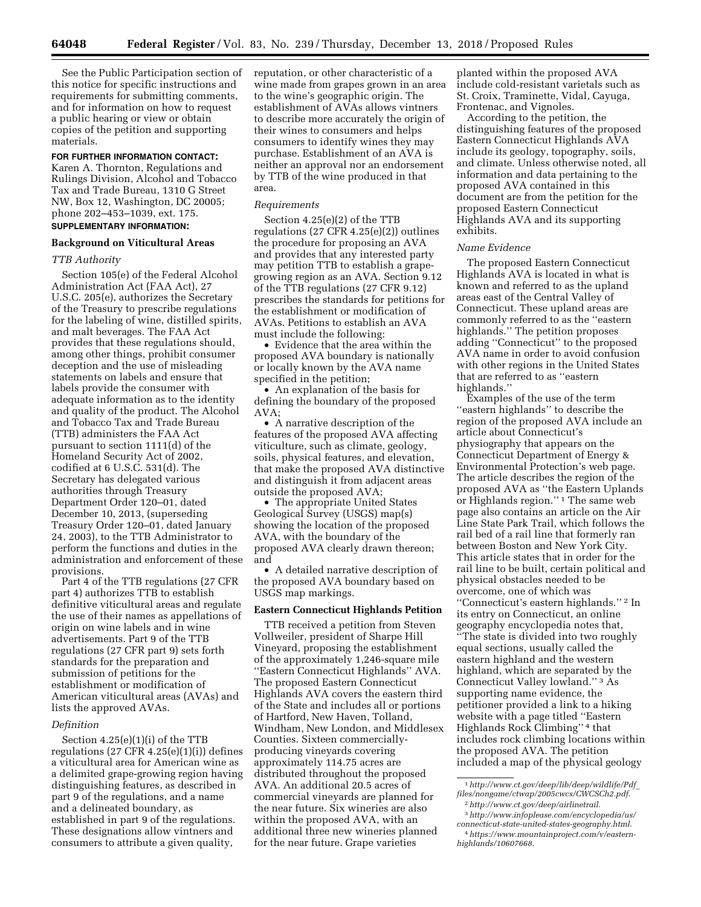See the Public Participation section of this notice for specific instructions and requirements for submitting comments, and for information on how to request a public hearing or view or obtain copies of the petition and supporting materials.

**FOR FURTHER INFORMATION CONTACT:** Karen A. Thornton, Regulations and Rulings Division, Alcohol and Tobacco Tax and Trade Bureau, 1310 G Street NW, Box 12, Washington, DC 20005; phone 202–453–1039, ext. 175.

**SUPPLEMENTARY INFORMATION:**

## Background on Viticultural Areas

### *TTB Authority*

Section 105(e) of the Federal Alcohol Administration Act (FAA Act), 27 U.S.C. 205(e), authorizes the Secretary of the Treasury to prescribe regulations for the labeling of wine, distilled spirits, and malt beverages. The FAA Act provides that these regulations should, among other things, prohibit consumer deception and the use of misleading statements on labels and ensure that labels provide the consumer with adequate information as to the identity and quality of the product. The Alcohol and Tobacco Tax and Trade Bureau (TTB) administers the FAA Act pursuant to section 1111(d) of the Homeland Security Act of 2002, codified at 6 U.S.C. 531(d). The Secretary has delegated various authorities through Treasury Department Order 120–01, dated December 10, 2013, (superseding Treasury Order 120–01, dated January 24, 2003), to the TTB Administrator to perform the functions and duties in the administration and enforcement of these provisions.

Part 4 of the TTB regulations (27 CFR part 4) authorizes TTB to establish definitive viticultural areas and regulate the use of their names as appellations of origin on wine labels and in wine advertisements. Part 9 of the TTB regulations (27 CFR part 9) sets forth standards for the preparation and submission of petitions for the establishment or modification of American viticultural areas (AVAs) and lists the approved AVAs.

### *Definition*

Section 4.25(e)(1)(i) of the TTB regulations (27 CFR 4.25(e)(1)(i)) defines a viticultural area for American wine as a delimited grape-growing region having distinguishing features, as described in part 9 of the regulations, and a name and a delineated boundary, as established in part 9 of the regulations. These designations allow vintners and consumers to attribute a given quality, reputation, or other characteristic of a wine made from grapes grown in an area to the wine's geographic origin. The establishment of AVAs allows vintners to describe more accurately the origin of their wines to consumers and helps consumers to identify wines they may purchase. Establishment of an AVA is neither an approval nor an endorsement by TTB of the wine produced in that area.

### *Requirements*

Section 4.25(e)(2) of the TTB regulations (27 CFR 4.25(e)(2)) outlines the procedure for proposing an AVA and provides that any interested party may petition TTB to establish a grape-growing region as an AVA. Section 9.12 of the TTB regulations (27 CFR 9.12) prescribes the standards for petitions for the establishment or modification of AVAs. Petitions to establish an AVA must include the following:

- Evidence that the area within the proposed AVA boundary is nationally or locally known by the AVA name specified in the petition;
- An explanation of the basis for defining the boundary of the proposed AVA;
- A narrative description of the features of the proposed AVA affecting viticulture, such as climate, geology, soils, physical features, and elevation, that make the proposed AVA distinctive and distinguish it from adjacent areas outside the proposed AVA;
- The appropriate United States Geological Survey (USGS) map(s) showing the location of the proposed AVA, with the boundary of the proposed AVA clearly drawn thereon; and
- A detailed narrative description of the proposed AVA boundary based on USGS map markings.

## Eastern Connecticut Highlands Petition

TTB received a petition from Steven Vollweiler, president of Sharpe Hill Vineyard, proposing the establishment of the approximately 1,246-square mile "Eastern Connecticut Highlands" AVA. The proposed Eastern Connecticut Highlands AVA covers the eastern third of the State and includes all or portions of Hartford, New Haven, Tolland, Windham, New London, and Middlesex Counties. Sixteen commercially-producing vineyards covering approximately 114.75 acres are distributed throughout the proposed AVA. An additional 20.5 acres of commercial vineyards are planned for the near future. Six wineries are also within the proposed AVA, with an additional three new wineries planned for the near future. Grape varieties planted within the proposed AVA include cold-resistant varietals such as St. Croix, Traminette, Vidal, Cayuga, Frontenac, and Vignoles.

According to the petition, the distinguishing features of the proposed Eastern Connecticut Highlands AVA include its geology, topography, soils, and climate. Unless otherwise noted, all information and data pertaining to the proposed AVA contained in this document are from the petition for the proposed Eastern Connecticut Highlands AVA and its supporting exhibits.

### *Name Evidence*

The proposed Eastern Connecticut Highlands AVA is located in what is known and referred to as the upland areas east of the Central Valley of Connecticut. These upland areas are commonly referred to as the "eastern highlands." The petition proposes adding "Connecticut" to the proposed AVA name in order to avoid confusion with other regions in the United States that are referred to as "eastern highlands."

Examples of the use of the term "eastern highlands" to describe the region of the proposed AVA include an article about Connecticut's physiography that appears on the Connecticut Department of Energy & Environmental Protection's web page. The article describes the region of the proposed AVA as "the Eastern Uplands or Highlands region." [1] The same web page also contains an article on the Air Line State Park Trail, which follows the rail bed of a rail line that formerly ran between Boston and New York City. This article states that in order for the rail line to be built, certain political and physical obstacles needed to be overcome, one of which was "Connecticut's eastern highlands." [2] In its entry on Connecticut, an online geography encyclopedia notes that, "The state is divided into two roughly equal sections, usually called the eastern highland and the western highland, which are separated by the Connecticut Valley lowland." [3] As supporting name evidence, the petitioner provided a link to a hiking website with a page titled "Eastern Highlands Rock Climbing" [4] that includes rock climbing locations within the proposed AVA. The petition included a map of the physical geology

---

[1] *http://www.ct.gov/deep/lib/deep/wildlife/Pdf_files/nongame/ctwap/2005cwcs/CWCSCh2.pdf.*

[2] *http://www.ct.gov/deep/airlinetrail.*

[3] *http://www.infoplease.com/encyclopedia/us/connecticut-state-united-states-geography.html.*

[4] *https://www.mountainproject.com/v/eastern-highlands/10607668.*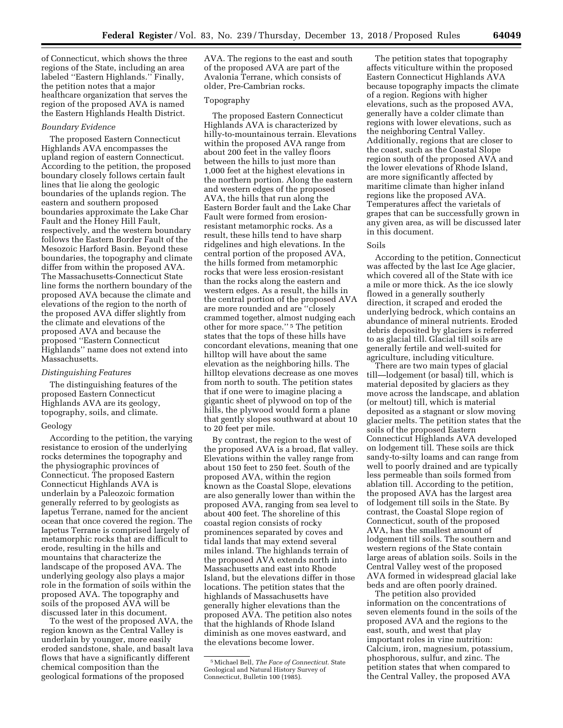of Connecticut, which shows the three regions of the State, including an area labeled ''Eastern Highlands.'' Finally, the petition notes that a major healthcare organization that serves the region of the proposed AVA is named the Eastern Highlands Health District.

*Boundary Evidence*

The proposed Eastern Connecticut Highlands AVA encompasses the upland region of eastern Connecticut. According to the petition, the proposed boundary closely follows certain fault lines that lie along the geologic boundaries of the uplands region. The eastern and southern proposed boundaries approximate the Lake Char Fault and the Honey Hill Fault, respectively, and the western boundary follows the Eastern Border Fault of the Mesozoic Harford Basin. Beyond these boundaries, the topography and climate differ from within the proposed AVA. The Massachusetts-Connecticut State line forms the northern boundary of the proposed AVA because the climate and elevations of the region to the north of the proposed AVA differ slightly from the climate and elevations of the proposed AVA and because the proposed ''Eastern Connecticut Highlands'' name does not extend into Massachusetts.

*Distinguishing Features*

The distinguishing features of the proposed Eastern Connecticut Highlands AVA are its geology, topography, soils, and climate.

Geology

According to the petition, the varying resistance to erosion of the underlying rocks determines the topography and the physiographic provinces of Connecticut. The proposed Eastern Connecticut Highlands AVA is underlain by a Paleozoic formation generally referred to by geologists as Iapetus Terrane, named for the ancient ocean that once covered the region. The Iapetus Terrane is comprised largely of metamorphic rocks that are difficult to erode, resulting in the hills and mountains that characterize the landscape of the proposed AVA. The underlying geology also plays a major role in the formation of soils within the proposed AVA. The topography and soils of the proposed AVA will be discussed later in this document.

To the west of the proposed AVA, the region known as the Central Valley is underlain by younger, more easily eroded sandstone, shale, and basalt lava flows that have a significantly different chemical composition than the geological formations of the proposed AVA. The regions to the east and south of the proposed AVA are part of the Avalonia Terrane, which consists of older, Pre-Cambrian rocks.

Topography

The proposed Eastern Connecticut Highlands AVA is characterized by hilly-to-mountainous terrain. Elevations within the proposed AVA range from about 200 feet in the valley floors between the hills to just more than 1,000 feet at the highest elevations in the northern portion. Along the eastern and western edges of the proposed AVA, the hills that run along the Eastern Border fault and the Lake Char Fault were formed from erosion-resistant metamorphic rocks. As a result, these hills tend to have sharp ridgelines and high elevations. In the central portion of the proposed AVA, the hills formed from metamorphic rocks that were less erosion-resistant than the rocks along the eastern and western edges. As a result, the hills in the central portion of the proposed AVA are more rounded and are ''closely crammed together, almost nudging each other for more space.'' [5] The petition states that the tops of these hills have concordant elevations, meaning that one hilltop will have about the same elevation as the neighboring hills. The hilltop elevations decrease as one moves from north to south. The petition states that if one were to imagine placing a gigantic sheet of plywood on top of the hills, the plywood would form a plane that gently slopes southward at about 10 to 20 feet per mile.

By contrast, the region to the west of the proposed AVA is a broad, flat valley. Elevations within the valley range from about 150 feet to 250 feet. South of the proposed AVA, within the region known as the Coastal Slope, elevations are also generally lower than within the proposed AVA, ranging from sea level to about 400 feet. The shoreline of this coastal region consists of rocky prominences separated by coves and tidal lands that may extend several miles inland. The highlands terrain of the proposed AVA extends north into Massachusetts and east into Rhode Island, but the elevations differ in those locations. The petition states that the highlands of Massachusetts have generally higher elevations than the proposed AVA. The petition also notes that the highlands of Rhode Island diminish as one moves eastward, and the elevations become lower.

The petition states that topography affects viticulture within the proposed Eastern Connecticut Highlands AVA because topography impacts the climate of a region. Regions with higher elevations, such as the proposed AVA, generally have a colder climate than regions with lower elevations, such as the neighboring Central Valley. Additionally, regions that are closer to the coast, such as the Coastal Slope region south of the proposed AVA and the lower elevations of Rhode Island, are more significantly affected by maritime climate than higher inland regions like the proposed AVA. Temperatures affect the varietals of grapes that can be successfully grown in any given area, as will be discussed later in this document.

Soils

According to the petition, Connecticut was affected by the last Ice Age glacier, which covered all of the State with ice a mile or more thick. As the ice slowly flowed in a generally southerly direction, it scraped and eroded the underlying bedrock, which contains an abundance of mineral nutrients. Eroded debris deposited by glaciers is referred to as glacial till. Glacial till soils are generally fertile and well-suited for agriculture, including viticulture.

There are two main types of glacial till—lodgement (or basal) till, which is material deposited by glaciers as they move across the landscape, and ablation (or meltout) till, which is material deposited as a stagnant or slow moving glacier melts. The petition states that the soils of the proposed Eastern Connecticut Highlands AVA developed on lodgement till. These soils are thick sandy-to-silty loams and can range from well to poorly drained and are typically less permeable than soils formed from ablation till. According to the petition, the proposed AVA has the largest area of lodgement till soils in the State. By contrast, the Coastal Slope region of Connecticut, south of the proposed AVA, has the smallest amount of lodgement till soils. The southern and western regions of the State contain large areas of ablation soils. Soils in the Central Valley west of the proposed AVA formed in widespread glacial lake beds and are often poorly drained.

The petition also provided information on the concentrations of seven elements found in the soils of the proposed AVA and the regions to the east, south, and west that play important roles in vine nutrition: Calcium, iron, magnesium, potassium, phosphorous, sulfur, and zinc. The petition states that when compared to the Central Valley, the proposed AVA

[5] Michael Bell, *The Face of Connecticut.* State Geological and Natural History Survey of Connecticut, Bulletin 100 (1985).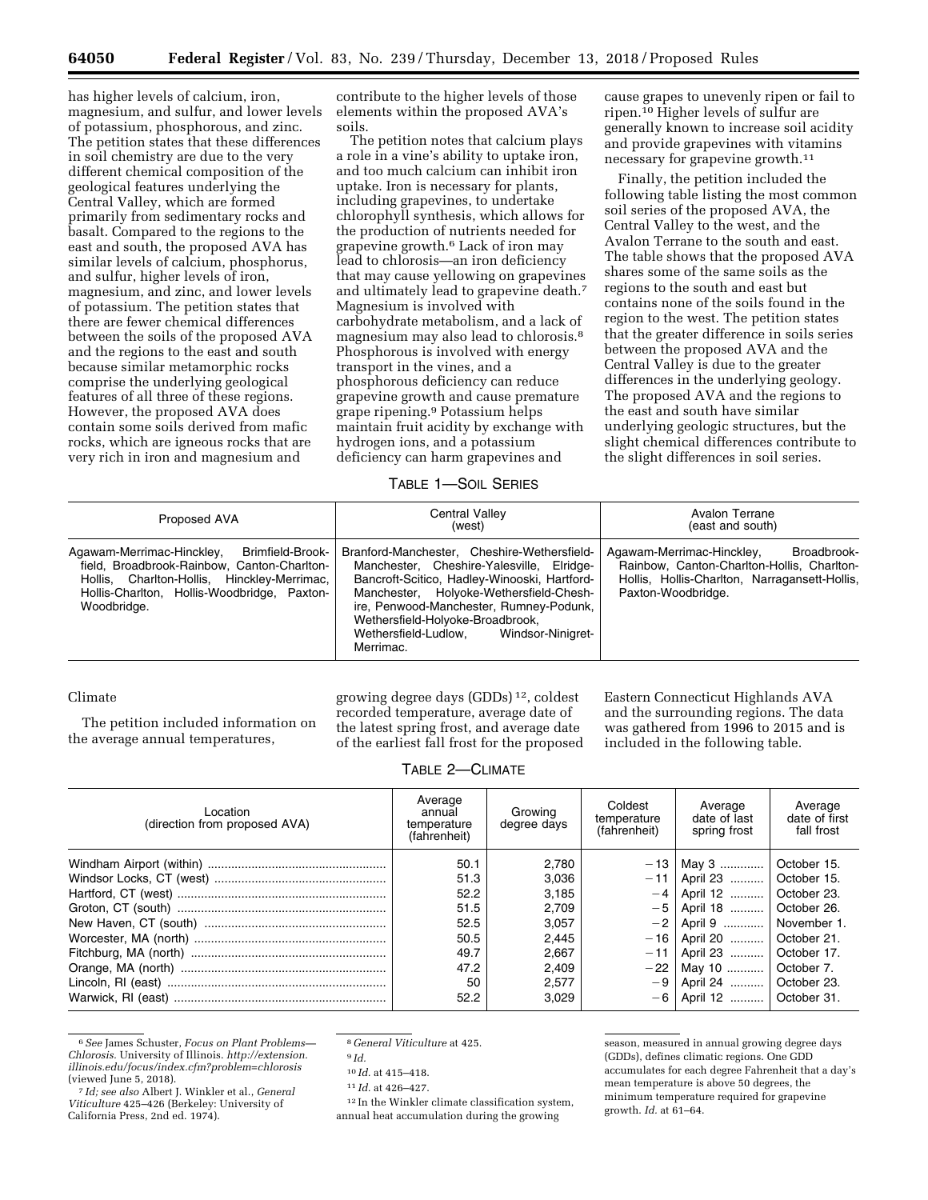has higher levels of calcium, iron, magnesium, and sulfur, and lower levels of potassium, phosphorous, and zinc. The petition states that these differences in soil chemistry are due to the very different chemical composition of the geological features underlying the Central Valley, which are formed primarily from sedimentary rocks and basalt. Compared to the regions to the east and south, the proposed AVA has similar levels of calcium, phosphorus, and sulfur, higher levels of iron, magnesium, and zinc, and lower levels of potassium. The petition states that there are fewer chemical differences between the soils of the proposed AVA and the regions to the east and south because similar metamorphic rocks comprise the underlying geological features of all three of these regions. However, the proposed AVA does contain some soils derived from mafic rocks, which are igneous rocks that are very rich in iron and magnesium and contribute to the higher levels of those elements within the proposed AVA's soils.

The petition notes that calcium plays a role in a vine's ability to uptake iron, and too much calcium can inhibit iron uptake. Iron is necessary for plants, including grapevines, to undertake chlorophyll synthesis, which allows for the production of nutrients needed for grapevine growth.[6] Lack of iron may lead to chlorosis—an iron deficiency that may cause yellowing on grapevines and ultimately lead to grapevine death.[7] Magnesium is involved with carbohydrate metabolism, and a lack of magnesium may also lead to chlorosis.[8] Phosphorous is involved with energy transport in the vines, and a phosphorous deficiency can reduce grapevine growth and cause premature grape ripening.[9] Potassium helps maintain fruit acidity by exchange with hydrogen ions, and a potassium deficiency can harm grapevines and cause grapes to unevenly ripen or fail to ripen.[10] Higher levels of sulfur are generally known to increase soil acidity and provide grapevines with vitamins necessary for grapevine growth.[11]

Finally, the petition included the following table listing the most common soil series of the proposed AVA, the Central Valley to the west, and the Avalon Terrane to the south and east. The table shows that the proposed AVA shares some of the same soils as the regions to the south and east but contains none of the soils found in the region to the west. The petition states that the greater difference in soils series between the proposed AVA and the Central Valley is due to the greater differences in the underlying geology. The proposed AVA and the regions to the east and south have similar underlying geologic structures, but the slight chemical differences contribute to the slight differences in soil series.

TABLE 1—SOIL SERIES

| Proposed AVA | Central Valley (west) | Avalon Terrane (east and south) |
|---|---|---|
| Agawam-Merrimac-Hinckley, Brimfield-Brookfield, Broadbrook-Rainbow, Canton-Charlton-Hollis, Charlton-Hollis, Hinckley-Merrimac, Hollis-Charlton, Hollis-Woodbridge, Paxton-Woodbridge. | Branford-Manchester, Cheshire-Wethersfield-Manchester, Cheshire-Yalesville, Elridge-Bancroft-Scitico, Hadley-Winooski, Hartford-Manchester, Holyoke-Wethersfield-Cheshire, Penwood-Manchester, Rumney-Podunk, Wethersfield-Holyoke-Broadbrook, Wethersfield-Ludlow, Windsor-Ninigret-Merrimac. | Agawam-Merrimac-Hinckley, Broadbrook-Rainbow, Canton-Charlton-Hollis, Charlton-Hollis, Hollis-Charlton, Narragansett-Hollis, Paxton-Woodbridge. |

Climate

The petition included information on the average annual temperatures, growing degree days (GDDs)[12], coldest recorded temperature, average date of the latest spring frost, and average date of the earliest fall frost for the proposed Eastern Connecticut Highlands AVA and the surrounding regions. The data was gathered from 1996 to 2015 and is included in the following table.

TABLE 2—CLIMATE

| Location (direction from proposed AVA) | Average annual temperature (fahrenheit) | Growing degree days | Coldest temperature (fahrenheit) | Average date of last spring frost | Average date of first fall frost |
|---|---|---|---|---|---|
| Windham Airport (within) | 50.1 | 2,780 | −13 | May 3 | October 15. |
| Windsor Locks, CT (west) | 51.3 | 3,036 | −11 | April 23 | October 15. |
| Hartford, CT (west) | 52.2 | 3,185 | −4 | April 12 | October 23. |
| Groton, CT (south) | 51.5 | 2,709 | −5 | April 18 | October 26. |
| New Haven, CT (south) | 52.5 | 3,057 | −2 | April 9 | November 1. |
| Worcester, MA (north) | 50.5 | 2,445 | −16 | April 20 | October 21. |
| Fitchburg, MA (north) | 49.7 | 2,667 | −11 | April 23 | October 17. |
| Orange, MA (north) | 47.2 | 2,409 | −22 | May 10 | October 7. |
| Lincoln, RI (east) | 50 | 2,577 | −9 | April 24 | October 23. |
| Warwick, RI (east) | 52.2 | 3,029 | −6 | April 12 | October 31. |

[6] *See* James Schuster, *Focus on Plant Problems—Chlorosis*. University of Illinois. *http://extension.illinois.edu/focus/index.cfm?problem=chlorosis* (viewed June 5, 2018).

[7] *Id; see also* Albert J. Winkler et al., *General Viticulture* 425–426 (Berkeley: University of California Press, 2nd ed. 1974).

[8] *General Viticulture* at 425.

[9] *Id.*

[10] *Id.* at 415–418.

[11] *Id.* at 426–427.

[12] In the Winkler climate classification system, annual heat accumulation during the growing season, measured in annual growing degree days (GDDs), defines climatic regions. One GDD accumulates for each degree Fahrenheit that a day's mean temperature is above 50 degrees, the minimum temperature required for grapevine growth. *Id.* at 61–64.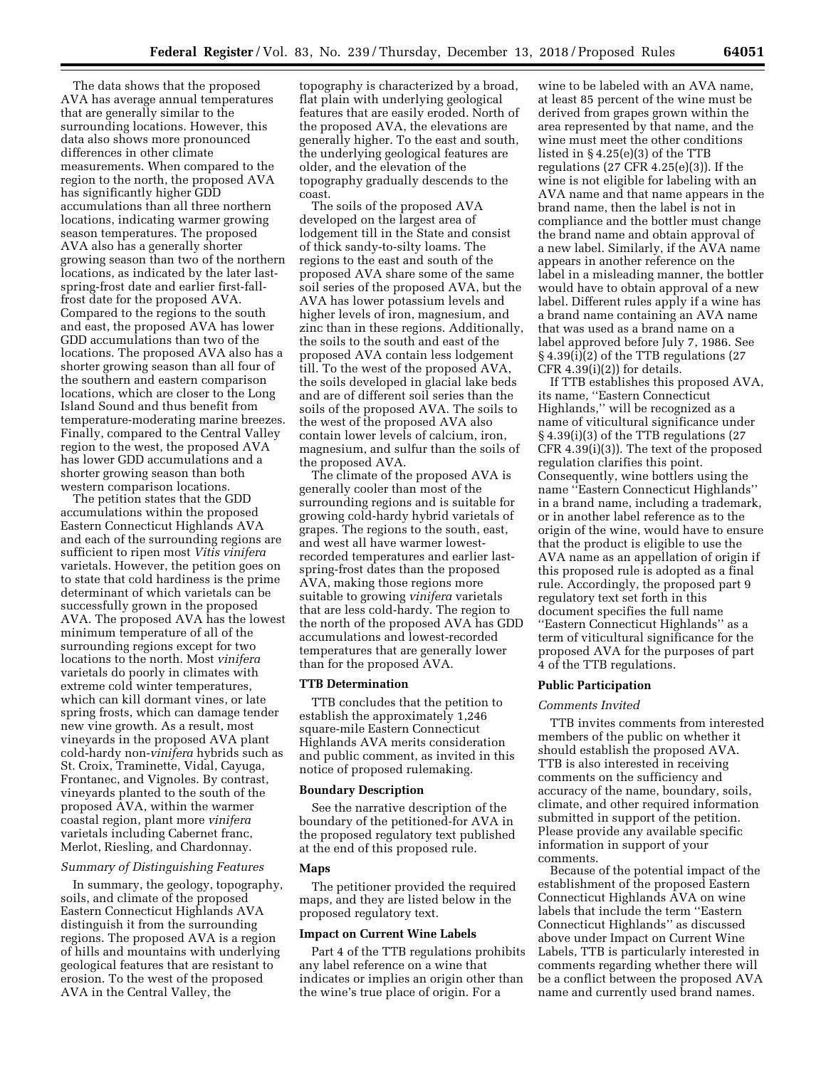The data shows that the proposed AVA has average annual temperatures that are generally similar to the surrounding locations. However, this data also shows more pronounced differences in other climate measurements. When compared to the region to the north, the proposed AVA has significantly higher GDD accumulations than all three northern locations, indicating warmer growing season temperatures. The proposed AVA also has a generally shorter growing season than two of the northern locations, as indicated by the later last-spring-frost date and earlier first-fall-frost date for the proposed AVA. Compared to the regions to the south and east, the proposed AVA has lower GDD accumulations than two of the locations. The proposed AVA also has a shorter growing season than all four of the southern and eastern comparison locations, which are closer to the Long Island Sound and thus benefit from temperature-moderating marine breezes. Finally, compared to the Central Valley region to the west, the proposed AVA has lower GDD accumulations and a shorter growing season than both western comparison locations.

The petition states that the GDD accumulations within the proposed Eastern Connecticut Highlands AVA and each of the surrounding regions are sufficient to ripen most *Vitis vinifera* varietals. However, the petition goes on to state that cold hardiness is the prime determinant of which varietals can be successfully grown in the proposed AVA. The proposed AVA has the lowest minimum temperature of all of the surrounding regions except for two locations to the north. Most *vinifera* varietals do poorly in climates with extreme cold winter temperatures, which can kill dormant vines, or late spring frosts, which can damage tender new vine growth. As a result, most vineyards in the proposed AVA plant cold-hardy non-*vinifera* hybrids such as St. Croix, Traminette, Vidal, Cayuga, Frontanec, and Vignoles. By contrast, vineyards planted to the south of the proposed AVA, within the warmer coastal region, plant more *vinifera* varietals including Cabernet franc, Merlot, Riesling, and Chardonnay.

*Summary of Distinguishing Features*

In summary, the geology, topography, soils, and climate of the proposed Eastern Connecticut Highlands AVA distinguish it from the surrounding regions. The proposed AVA is a region of hills and mountains with underlying geological features that are resistant to erosion. To the west of the proposed AVA in the Central Valley, the topography is characterized by a broad, flat plain with underlying geological features that are easily eroded. North of the proposed AVA, the elevations are generally higher. To the east and south, the underlying geological features are older, and the elevation of the topography gradually descends to the coast.

The soils of the proposed AVA developed on the largest area of lodgement till in the State and consist of thick sandy-to-silty loams. The regions to the east and south of the proposed AVA share some of the same soil series of the proposed AVA, but the AVA has lower potassium levels and higher levels of iron, magnesium, and zinc than in these regions. Additionally, the soils to the south and east of the proposed AVA contain less lodgement till. To the west of the proposed AVA, the soils developed in glacial lake beds and are of different soil series than the soils of the proposed AVA. The soils to the west of the proposed AVA also contain lower levels of calcium, iron, magnesium, and sulfur than the soils of the proposed AVA.

The climate of the proposed AVA is generally cooler than most of the surrounding regions and is suitable for growing cold-hardy hybrid varietals of grapes. The regions to the south, east, and west all have warmer lowest-recorded temperatures and earlier last-spring-frost dates than the proposed AVA, making those regions more suitable to growing *vinifera* varietals that are less cold-hardy. The region to the north of the proposed AVA has GDD accumulations and lowest-recorded temperatures that are generally lower than for the proposed AVA.

## TTB Determination

TTB concludes that the petition to establish the approximately 1,246 square-mile Eastern Connecticut Highlands AVA merits consideration and public comment, as invited in this notice of proposed rulemaking.

## Boundary Description

See the narrative description of the boundary of the petitioned-for AVA in the proposed regulatory text published at the end of this proposed rule.

## Maps

The petitioner provided the required maps, and they are listed below in the proposed regulatory text.

## Impact on Current Wine Labels

Part 4 of the TTB regulations prohibits any label reference on a wine that indicates or implies an origin other than the wine's true place of origin. For a wine to be labeled with an AVA name, at least 85 percent of the wine must be derived from grapes grown within the area represented by that name, and the wine must meet the other conditions listed in § 4.25(e)(3) of the TTB regulations (27 CFR 4.25(e)(3)). If the wine is not eligible for labeling with an AVA name and that name appears in the brand name, then the label is not in compliance and the bottler must change the brand name and obtain approval of a new label. Similarly, if the AVA name appears in another reference on the label in a misleading manner, the bottler would have to obtain approval of a new label. Different rules apply if a wine has a brand name containing an AVA name that was used as a brand name on a label approved before July 7, 1986. See § 4.39(i)(2) of the TTB regulations (27 CFR 4.39(i)(2)) for details.

If TTB establishes this proposed AVA, its name, "Eastern Connecticut Highlands," will be recognized as a name of viticultural significance under § 4.39(i)(3) of the TTB regulations (27 CFR 4.39(i)(3)). The text of the proposed regulation clarifies this point. Consequently, wine bottlers using the name "Eastern Connecticut Highlands" in a brand name, including a trademark, or in another label reference as to the origin of the wine, would have to ensure that the product is eligible to use the AVA name as an appellation of origin if this proposed rule is adopted as a final rule. Accordingly, the proposed part 9 regulatory text set forth in this document specifies the full name "Eastern Connecticut Highlands" as a term of viticultural significance for the proposed AVA for the purposes of part 4 of the TTB regulations.

## Public Participation

*Comments Invited*

TTB invites comments from interested members of the public on whether it should establish the proposed AVA. TTB is also interested in receiving comments on the sufficiency and accuracy of the name, boundary, soils, climate, and other required information submitted in support of the petition. Please provide any available specific information in support of your comments.

Because of the potential impact of the establishment of the proposed Eastern Connecticut Highlands AVA on wine labels that include the term "Eastern Connecticut Highlands" as discussed above under Impact on Current Wine Labels, TTB is particularly interested in comments regarding whether there will be a conflict between the proposed AVA name and currently used brand names.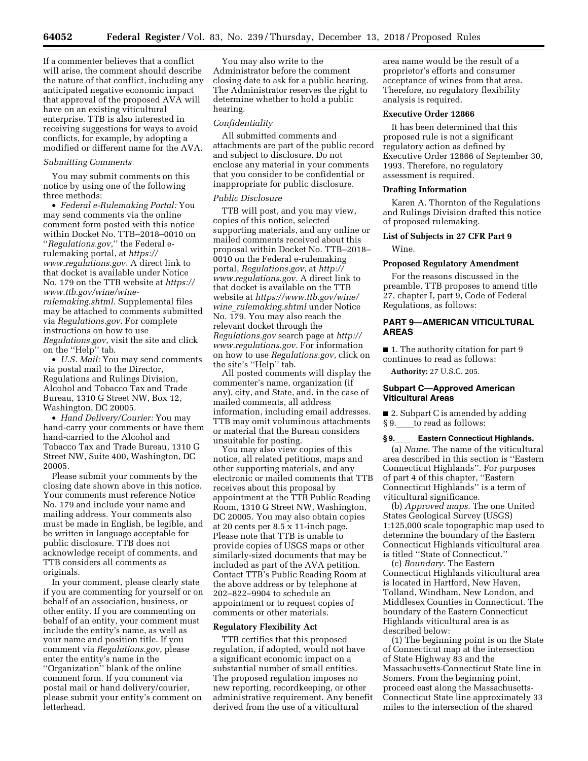If a commenter believes that a conflict will arise, the comment should describe the nature of that conflict, including any anticipated negative economic impact that approval of the proposed AVA will have on an existing viticultural enterprise. TTB is also interested in receiving suggestions for ways to avoid conflicts, for example, by adopting a modified or different name for the AVA.

*Submitting Comments*

You may submit comments on this notice by using one of the following three methods:

- *Federal e-Rulemaking Portal:* You may send comments via the online comment form posted with this notice within Docket No. TTB–2018–0010 on "*Regulations.gov*," the Federal e-rulemaking portal, at *https://www.regulations.gov.* A direct link to that docket is available under Notice No. 179 on the TTB website at *https://www.ttb.gov/wine/wine-rulemaking.shtml.* Supplemental files may be attached to comments submitted via *Regulations.gov*. For complete instructions on how to use *Regulations.gov*, visit the site and click on the "Help" tab.
- *U.S. Mail:* You may send comments via postal mail to the Director, Regulations and Rulings Division, Alcohol and Tobacco Tax and Trade Bureau, 1310 G Street NW, Box 12, Washington, DC 20005.
- *Hand Delivery/Courier:* You may hand-carry your comments or have them hand-carried to the Alcohol and Tobacco Tax and Trade Bureau, 1310 G Street NW, Suite 400, Washington, DC 20005.

Please submit your comments by the closing date shown above in this notice. Your comments must reference Notice No. 179 and include your name and mailing address. Your comments also must be made in English, be legible, and be written in language acceptable for public disclosure. TTB does not acknowledge receipt of comments, and TTB considers all comments as originals.

In your comment, please clearly state if you are commenting for yourself or on behalf of an association, business, or other entity. If you are commenting on behalf of an entity, your comment must include the entity's name, as well as your name and position title. If you comment via *Regulations.gov*, please enter the entity's name in the "Organization" blank of the online comment form. If you comment via postal mail or hand delivery/courier, please submit your entity's comment on letterhead.

You may also write to the Administrator before the comment closing date to ask for a public hearing. The Administrator reserves the right to determine whether to hold a public hearing.

*Confidentiality*

All submitted comments and attachments are part of the public record and subject to disclosure. Do not enclose any material in your comments that you consider to be confidential or inappropriate for public disclosure.

*Public Disclosure*

TTB will post, and you may view, copies of this notice, selected supporting materials, and any online or mailed comments received about this proposal within Docket No. TTB–2018–0010 on the Federal e-rulemaking portal, *Regulations.gov*, at *http://www.regulations.gov.* A direct link to that docket is available on the TTB website at *https://www.ttb.gov/wine/wine_rulemaking.shtml* under Notice No. 179. You may also reach the relevant docket through the *Regulations.gov* search page at *http://www.regulations.gov.* For information on how to use *Regulations.gov*, click on the site's "Help" tab.

All posted comments will display the commenter's name, organization (if any), city, and State, and, in the case of mailed comments, all address information, including email addresses. TTB may omit voluminous attachments or material that the Bureau considers unsuitable for posting.

You may also view copies of this notice, all related petitions, maps and other supporting materials, and any electronic or mailed comments that TTB receives about this proposal by appointment at the TTB Public Reading Room, 1310 G Street NW, Washington, DC 20005. You may also obtain copies at 20 cents per 8.5 x 11-inch page. Please note that TTB is unable to provide copies of USGS maps or other similarly-sized documents that may be included as part of the AVA petition. Contact TTB's Public Reading Room at the above address or by telephone at 202–822–9904 to schedule an appointment or to request copies of comments or other materials.

**Regulatory Flexibility Act**

TTB certifies that this proposed regulation, if adopted, would not have a significant economic impact on a substantial number of small entities. The proposed regulation imposes no new reporting, recordkeeping, or other administrative requirement. Any benefit derived from the use of a viticultural area name would be the result of a proprietor's efforts and consumer acceptance of wines from that area. Therefore, no regulatory flexibility analysis is required.

**Executive Order 12866**

It has been determined that this proposed rule is not a significant regulatory action as defined by Executive Order 12866 of September 30, 1993. Therefore, no regulatory assessment is required.

**Drafting Information**

Karen A. Thornton of the Regulations and Rulings Division drafted this notice of proposed rulemaking.

**List of Subjects in 27 CFR Part 9**

Wine.

**Proposed Regulatory Amendment**

For the reasons discussed in the preamble, TTB proposes to amend title 27, chapter I, part 9, Code of Federal Regulations, as follows:

## PART 9—AMERICAN VITICULTURAL AREAS

■ 1. The authority citation for part 9 continues to read as follows:

**Authority:** 27 U.S.C. 205.

### Subpart C—Approved American Viticultural Areas

■ 2. Subpart C is amended by adding § 9.____ to read as follows:

**§ 9.____ Eastern Connecticut Highlands.**

(a) *Name.* The name of the viticultural area described in this section is "Eastern Connecticut Highlands". For purposes of part 4 of this chapter, "Eastern Connecticut Highlands" is a term of viticultural significance.

(b) *Approved maps.* The one United States Geological Survey (USGS) 1:125,000 scale topographic map used to determine the boundary of the Eastern Connecticut Highlands viticultural area is titled "State of Connecticut."

(c) *Boundary.* The Eastern Connecticut Highlands viticultural area is located in Hartford, New Haven, Tolland, Windham, New London, and Middlesex Counties in Connecticut. The boundary of the Eastern Connecticut Highlands viticultural area is as described below:

(1) The beginning point is on the State of Connecticut map at the intersection of State Highway 83 and the Massachusetts-Connecticut State line in Somers. From the beginning point, proceed east along the Massachusetts-Connecticut State line approximately 33 miles to the intersection of the shared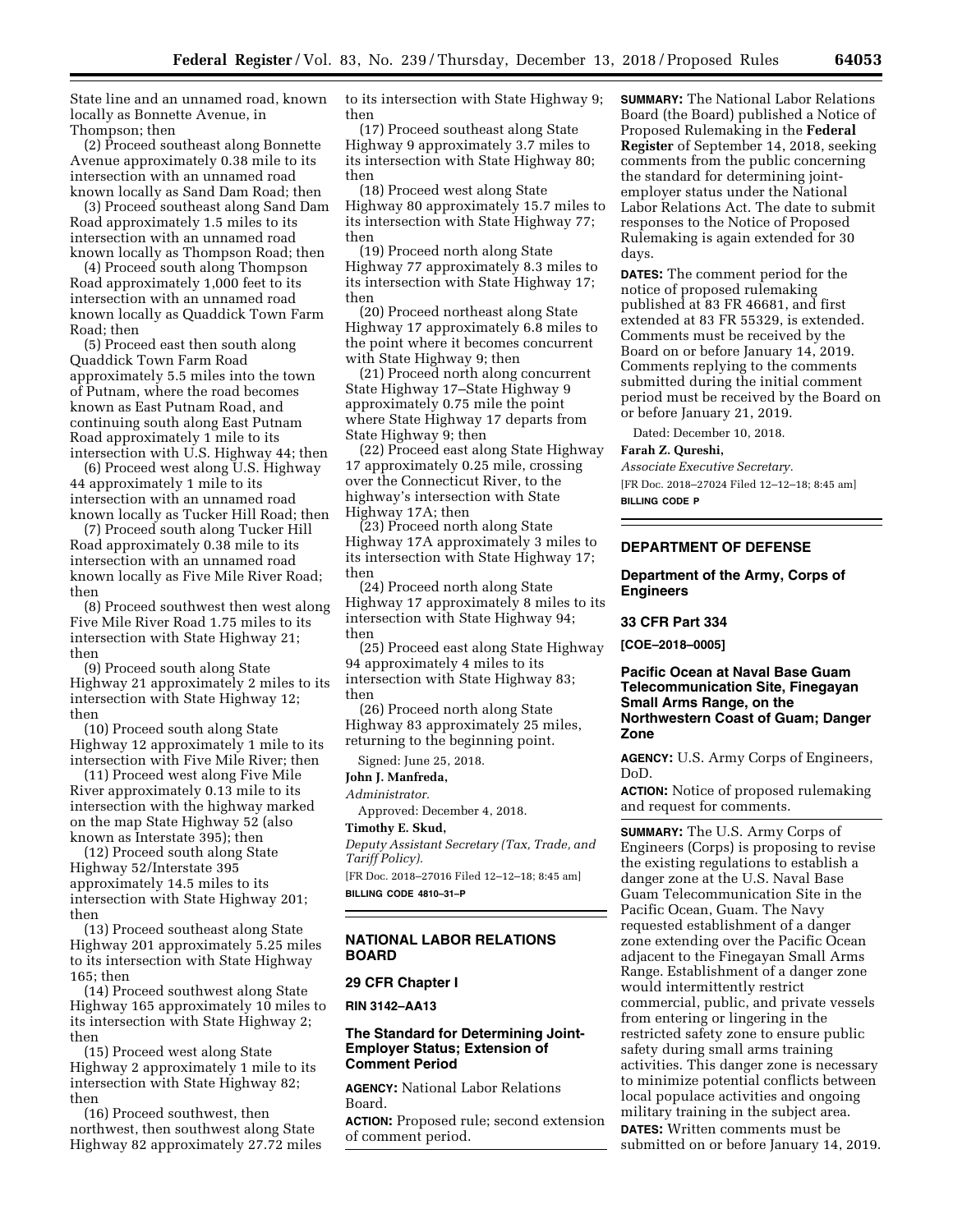State line and an unnamed road, known locally as Bonnette Avenue, in Thompson; then

(2) Proceed southeast along Bonnette Avenue approximately 0.38 mile to its intersection with an unnamed road known locally as Sand Dam Road; then

(3) Proceed southeast along Sand Dam Road approximately 1.5 miles to its intersection with an unnamed road known locally as Thompson Road; then

(4) Proceed south along Thompson Road approximately 1,000 feet to its intersection with an unnamed road known locally as Quaddick Town Farm Road; then

(5) Proceed east then south along Quaddick Town Farm Road approximately 5.5 miles into the town of Putnam, where the road becomes known as East Putnam Road, and continuing south along East Putnam Road approximately 1 mile to its intersection with U.S. Highway 44; then

(6) Proceed west along U.S. Highway 44 approximately 1 mile to its intersection with an unnamed road known locally as Tucker Hill Road; then

(7) Proceed south along Tucker Hill Road approximately 0.38 mile to its intersection with an unnamed road known locally as Five Mile River Road; then

(8) Proceed southwest then west along Five Mile River Road 1.75 miles to its intersection with State Highway 21; then

(9) Proceed south along State Highway 21 approximately 2 miles to its intersection with State Highway 12; then

(10) Proceed south along State Highway 12 approximately 1 mile to its intersection with Five Mile River; then

(11) Proceed west along Five Mile River approximately 0.13 mile to its intersection with the highway marked on the map State Highway 52 (also known as Interstate 395); then

(12) Proceed south along State Highway 52/Interstate 395 approximately 14.5 miles to its intersection with State Highway 201; then

(13) Proceed southeast along State Highway 201 approximately 5.25 miles to its intersection with State Highway 165; then

(14) Proceed southwest along State Highway 165 approximately 10 miles to its intersection with State Highway 2; then

(15) Proceed west along State Highway 2 approximately 1 mile to its intersection with State Highway 82; then

(16) Proceed southwest, then northwest, then southwest along State Highway 82 approximately 27.72 miles to its intersection with State Highway 9; then

(17) Proceed southeast along State Highway 9 approximately 3.7 miles to its intersection with State Highway 80; then

(18) Proceed west along State Highway 80 approximately 15.7 miles to its intersection with State Highway 77; then

(19) Proceed north along State Highway 77 approximately 8.3 miles to its intersection with State Highway 17; then

(20) Proceed northeast along State Highway 17 approximately 6.8 miles to the point where it becomes concurrent with State Highway 9; then

(21) Proceed north along concurrent State Highway 17–State Highway 9 approximately 0.75 mile the point where State Highway 17 departs from State Highway 9; then

(22) Proceed east along State Highway 17 approximately 0.25 mile, crossing over the Connecticut River, to the highway's intersection with State Highway 17A; then

(23) Proceed north along State Highway 17A approximately 3 miles to its intersection with State Highway 17; then

(24) Proceed north along State Highway 17 approximately 8 miles to its intersection with State Highway 94; then

(25) Proceed east along State Highway 94 approximately 4 miles to its intersection with State Highway 83; then

(26) Proceed north along State Highway 83 approximately 25 miles, returning to the beginning point.

Signed: June 25, 2018.

**John J. Manfreda,**

*Administrator.*

Approved: December 4, 2018.

**Timothy E. Skud,**

*Deputy Assistant Secretary (Tax, Trade, and Tariff Policy).*

[FR Doc. 2018–27016 Filed 12–12–18; 8:45 am]

**BILLING CODE 4810–31–P**

## NATIONAL LABOR RELATIONS BOARD

### 29 CFR Chapter I

### RIN 3142–AA13

### The Standard for Determining Joint-Employer Status; Extension of Comment Period

**AGENCY:** National Labor Relations Board.

**ACTION:** Proposed rule; second extension of comment period.

**SUMMARY:** The National Labor Relations Board (the Board) published a Notice of Proposed Rulemaking in the **Federal Register** of September 14, 2018, seeking comments from the public concerning the standard for determining joint-employer status under the National Labor Relations Act. The date to submit responses to the Notice of Proposed Rulemaking is again extended for 30 days.

**DATES:** The comment period for the notice of proposed rulemaking published at 83 FR 46681, and first extended at 83 FR 55329, is extended. Comments must be received by the Board on or before January 14, 2019. Comments replying to the comments submitted during the initial comment period must be received by the Board on or before January 21, 2019.

Dated: December 10, 2018.

**Farah Z. Qureshi,**

*Associate Executive Secretary.*

[FR Doc. 2018–27024 Filed 12–12–18; 8:45 am]

**BILLING CODE P**

## DEPARTMENT OF DEFENSE

### Department of the Army, Corps of Engineers

### 33 CFR Part 334

### [COE–2018–0005]

### Pacific Ocean at Naval Base Guam Telecommunication Site, Finegayan Small Arms Range, on the Northwestern Coast of Guam; Danger Zone

**AGENCY:** U.S. Army Corps of Engineers, DoD.

**ACTION:** Notice of proposed rulemaking and request for comments.

**SUMMARY:** The U.S. Army Corps of Engineers (Corps) is proposing to revise the existing regulations to establish a danger zone at the U.S. Naval Base Guam Telecommunication Site in the Pacific Ocean, Guam. The Navy requested establishment of a danger zone extending over the Pacific Ocean adjacent to the Finegayan Small Arms Range. Establishment of a danger zone would intermittently restrict commercial, public, and private vessels from entering or lingering in the restricted safety zone to ensure public safety during small arms training activities. This danger zone is necessary to minimize potential conflicts between local populace activities and ongoing military training in the subject area.

**DATES:** Written comments must be submitted on or before January 14, 2019.